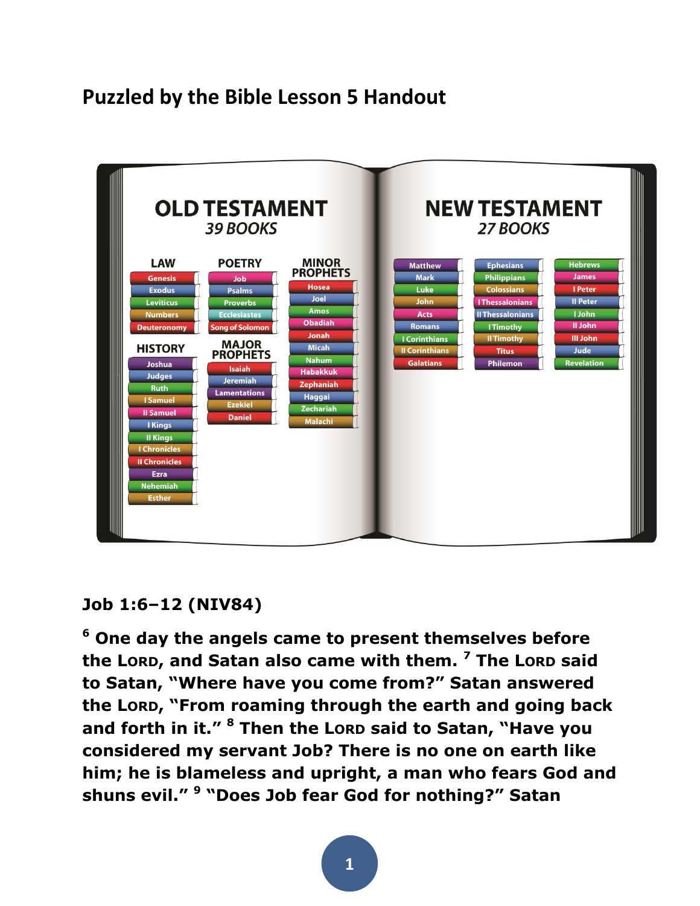## Puzzled by the Bible Lesson 5 Handout

**OLD TESTAMENT**
*39 BOOKS*

**LAW**
- Genesis
- Exodus
- Leviticus
- Numbers
- Deuteronomy

**HISTORY**
- Joshua
- Judges
- Ruth
- I Samuel
- II Samuel
- I Kings
- II Kings
- I Chronicles
- II Chronicles
- Ezra
- Nehemiah
- Esther

**POETRY**
- Job
- Psalms
- Proverbs
- Ecclesiastes
- Song of Solomon

**MAJOR PROPHETS**
- Isaiah
- Jeremiah
- Lamentations
- Ezekiel
- Daniel

**MINOR PROPHETS**
- Hosea
- Joel
- Amos
- Obadiah
- Jonah
- Micah
- Nahum
- Habakkuk
- Zephaniah
- Haggai
- Zechariah
- Malachi

**NEW TESTAMENT**
*27 BOOKS*

- Matthew
- Mark
- Luke
- John
- Acts
- Romans
- I Corinthians
- II Corinthians
- Galatians
- Ephesians
- Philippians
- Colossians
- I Thessalonians
- II Thessalonians
- I Timothy
- II Timothy
- Titus
- Philemon
- Hebrews
- James
- I Peter
- II Peter
- I John
- II John
- III John
- Jude
- Revelation

**Job 1:6–12 (NIV84)**

**[6] One day the angels came to present themselves before the LORD, and Satan also came with them. [7] The LORD said to Satan, "Where have you come from?" Satan answered the LORD, "From roaming through the earth and going back and forth in it." [8] Then the LORD said to Satan, "Have you considered my servant Job? There is no one on earth like him; he is blameless and upright, a man who fears God and shuns evil." [9] "Does Job fear God for nothing?" Satan**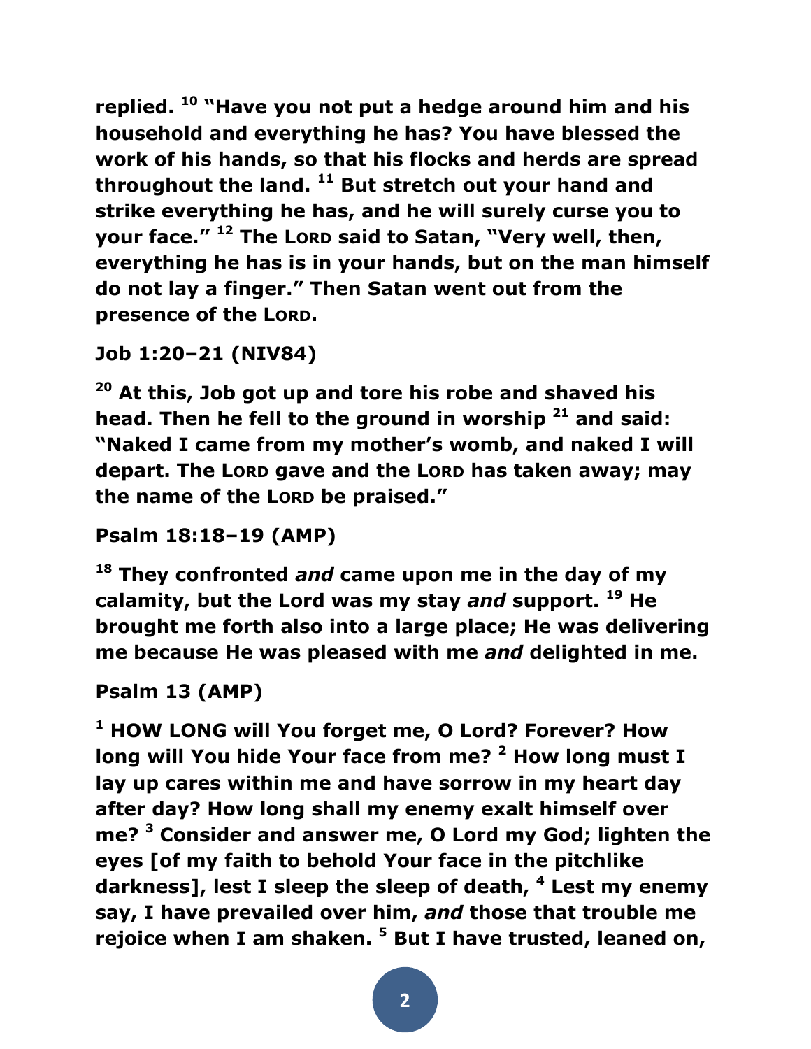**replied. [10] "Have you not put a hedge around him and his household and everything he has? You have blessed the work of his hands, so that his flocks and herds are spread throughout the land. [11] But stretch out your hand and strike everything he has, and he will surely curse you to your face." [12] The LORD said to Satan, "Very well, then, everything he has is in your hands, but on the man himself do not lay a finger." Then Satan went out from the presence of the LORD.**

**Job 1:20–21 (NIV84)**

**[20] At this, Job got up and tore his robe and shaved his head. Then he fell to the ground in worship [21] and said: "Naked I came from my mother's womb, and naked I will depart. The LORD gave and the LORD has taken away; may the name of the LORD be praised."**

**Psalm 18:18–19 (AMP)**

**[18] They confronted *and* came upon me in the day of my calamity, but the Lord was my stay *and* support. [19] He brought me forth also into a large place; He was delivering me because He was pleased with me *and* delighted in me.**

**Psalm 13 (AMP)**

**[1] HOW LONG will You forget me, O Lord? Forever? How long will You hide Your face from me? [2] How long must I lay up cares within me and have sorrow in my heart day after day? How long shall my enemy exalt himself over me? [3] Consider and answer me, O Lord my God; lighten the eyes [of my faith to behold Your face in the pitchlike darkness], lest I sleep the sleep of death, [4] Lest my enemy say, I have prevailed over him, *and* those that trouble me rejoice when I am shaken. [5] But I have trusted, leaned on,**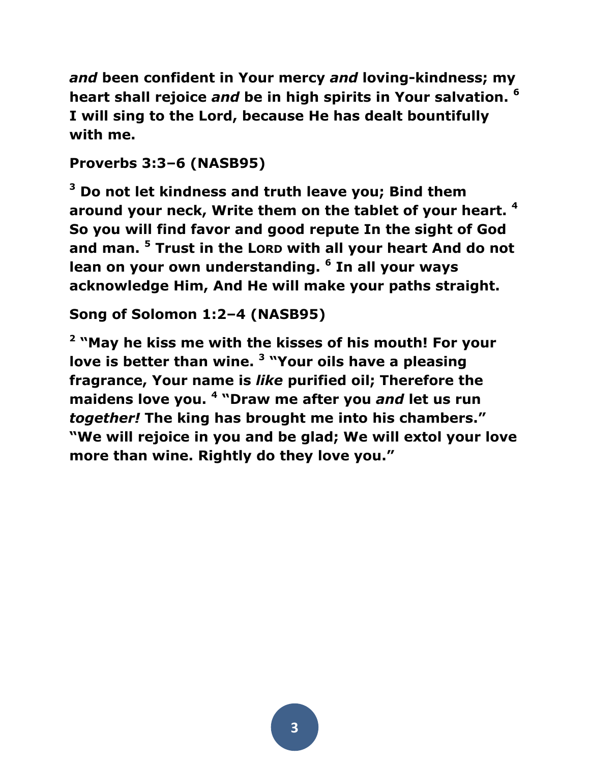***and*** **been confident in Your mercy** ***and*** **loving-kindness; my heart shall rejoice** ***and*** **be in high spirits in Your salvation.** [6] **I will sing to the Lord, because He has dealt bountifully with me.**

**Proverbs 3:3–6 (NASB95)**

[3] **Do not let kindness and truth leave you; Bind them around your neck, Write them on the tablet of your heart.** [4] **So you will find favor and good repute In the sight of God and man.** [5] **Trust in the LORD with all your heart And do not lean on your own understanding.** [6] **In all your ways acknowledge Him, And He will make your paths straight.**

**Song of Solomon 1:2–4 (NASB95)**

[2] **"May he kiss me with the kisses of his mouth! For your love is better than wine.** [3] **"Your oils have a pleasing fragrance, Your name is** ***like*** **purified oil; Therefore the maidens love you.** [4] **"Draw me after you** ***and*** **let us run** ***together!*** **The king has brought me into his chambers." "We will rejoice in you and be glad; We will extol your love more than wine. Rightly do they love you."**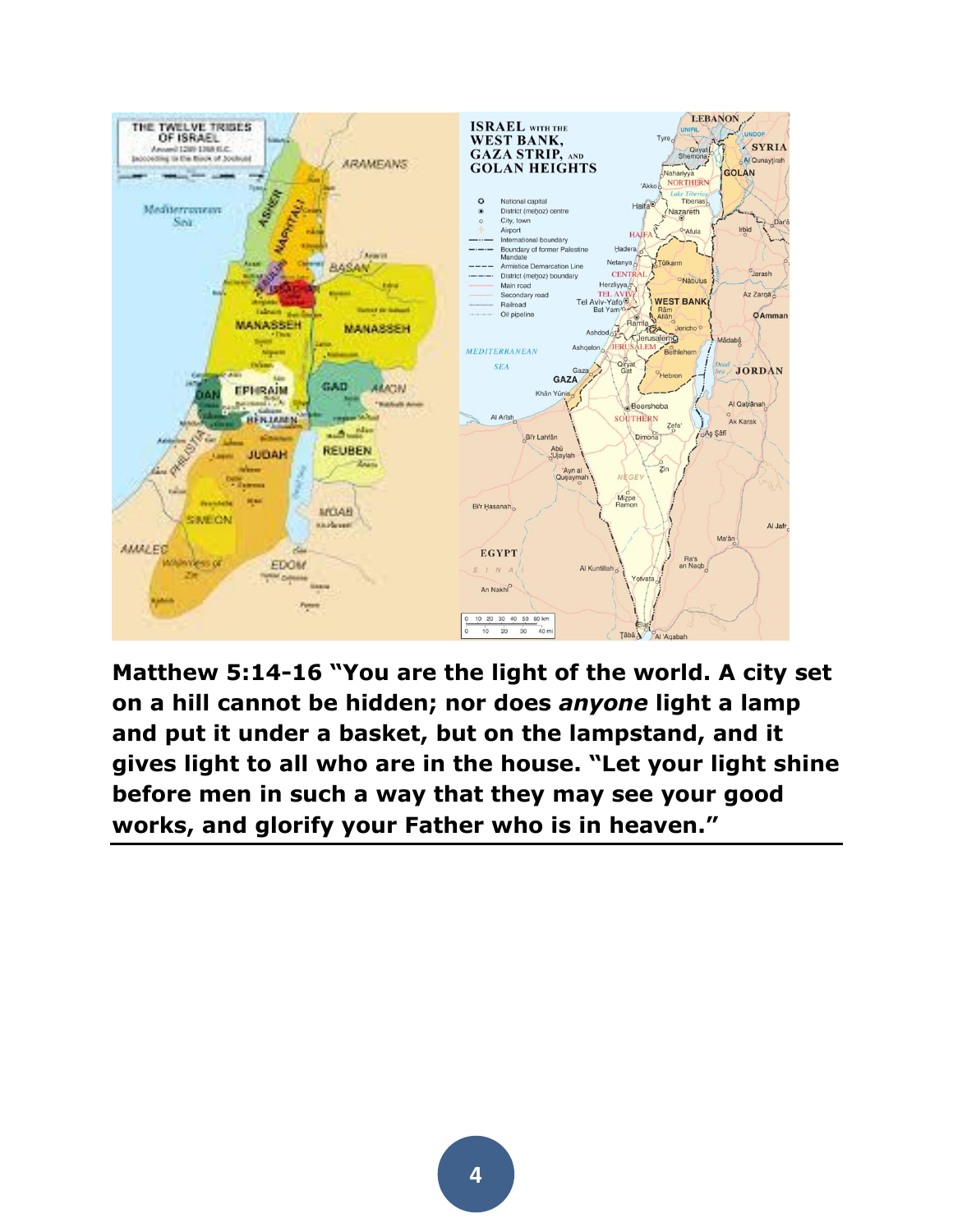**Matthew 5:14-16 "You are the light of the world. A city set on a hill cannot be hidden; nor does *anyone* light a lamp and put it under a basket, but on the lampstand, and it gives light to all who are in the house. "Let your light shine before men in such a way that they may see your good works, and glorify your Father who is in heaven."**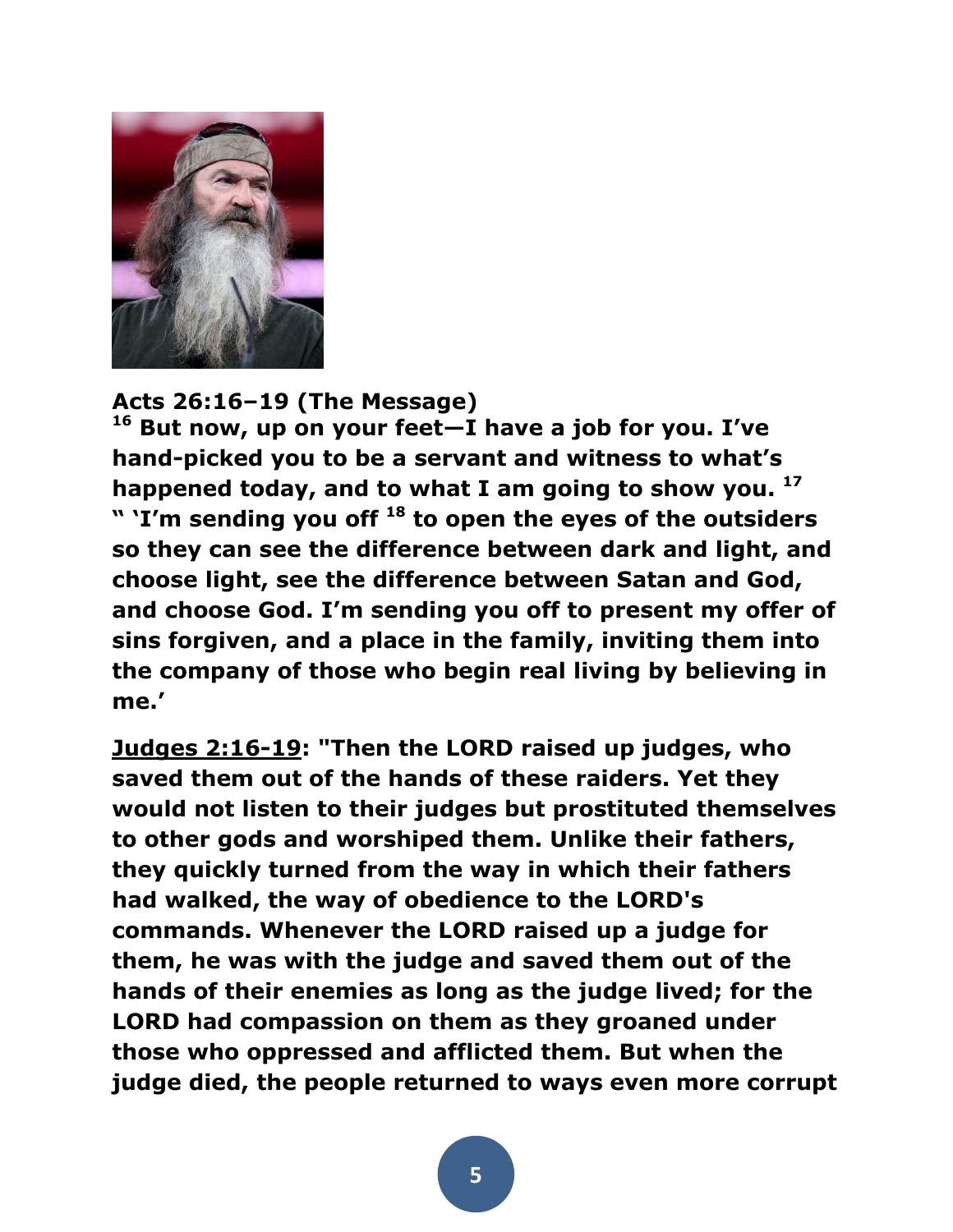**Acts 26:16–19 (The Message)**

**[16] But now, up on your feet—I have a job for you. I've hand-picked you to be a servant and witness to what's happened today, and to what I am going to show you. [17] " 'I'm sending you off [18] to open the eyes of the outsiders so they can see the difference between dark and light, and choose light, see the difference between Satan and God, and choose God. I'm sending you off to present my offer of sins forgiven, and a place in the family, inviting them into the company of those who begin real living by believing in me.'**

**<u>Judges 2:16-19</u>: "Then the LORD raised up judges, who saved them out of the hands of these raiders. Yet they would not listen to their judges but prostituted themselves to other gods and worshiped them. Unlike their fathers, they quickly turned from the way in which their fathers had walked, the way of obedience to the LORD's commands. Whenever the LORD raised up a judge for them, he was with the judge and saved them out of the hands of their enemies as long as the judge lived; for the LORD had compassion on them as they groaned under those who oppressed and afflicted them. But when the judge died, the people returned to ways even more corrupt**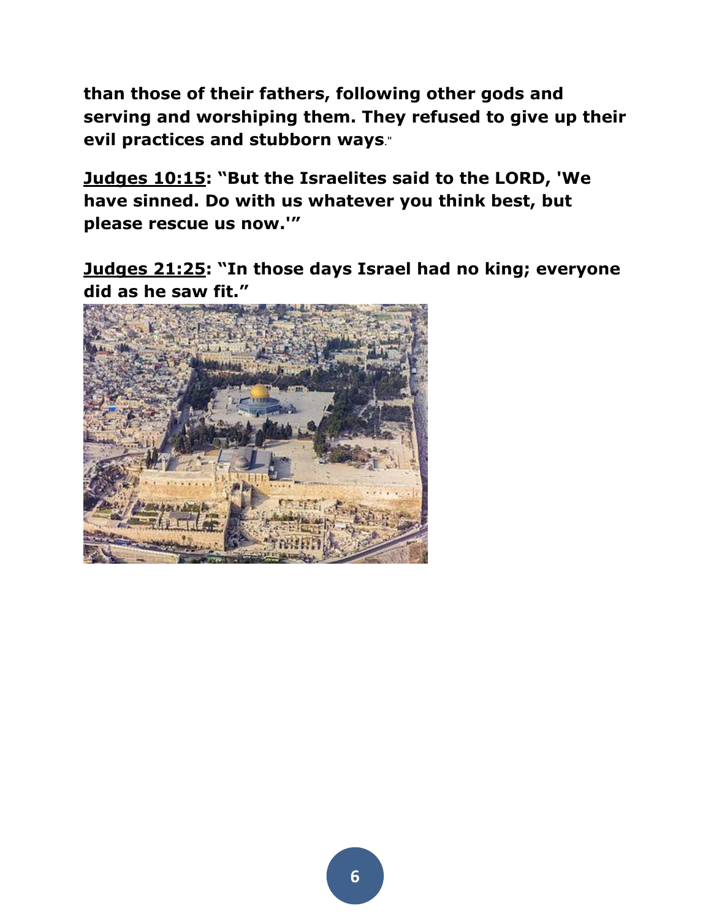**than those of their fathers, following other gods and serving and worshiping them. They refused to give up their evil practices and stubborn ways**."

**Judges 10:15: "But the Israelites said to the LORD, 'We have sinned. Do with us whatever you think best, but please rescue us now.'"**

**Judges 21:25: "In those days Israel had no king; everyone did as he saw fit."**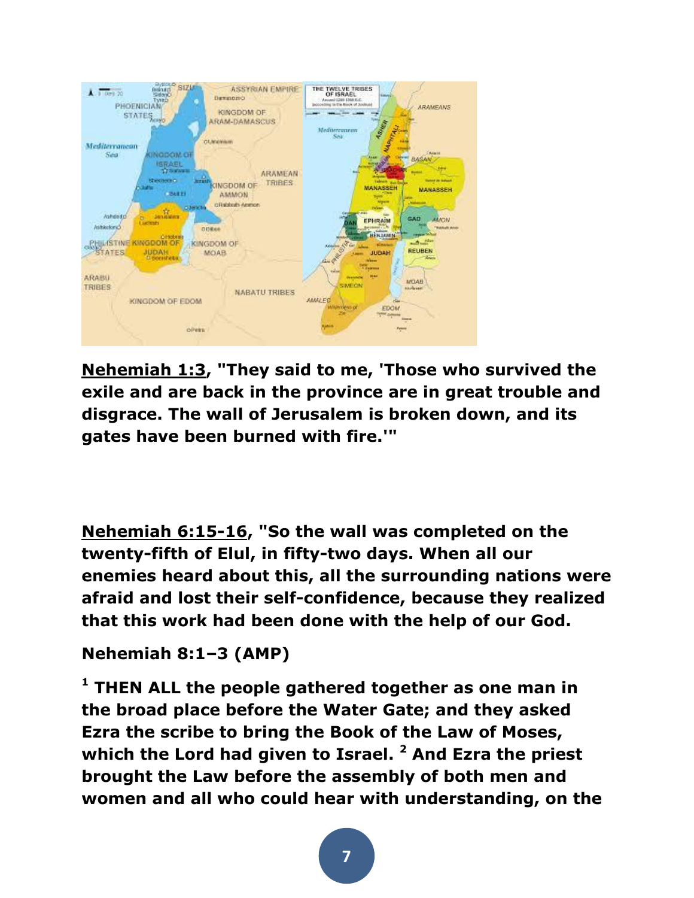**<u>Nehemiah 1:3</u>, "They said to me, 'Those who survived the exile and are back in the province are in great trouble and disgrace. The wall of Jerusalem is broken down, and its gates have been burned with fire.'"**

**<u>Nehemiah 6:15-16</u>, "So the wall was completed on the twenty-fifth of Elul, in fifty-two days. When all our enemies heard about this, all the surrounding nations were afraid and lost their self-confidence, because they realized that this work had been done with the help of our God.**

**Nehemiah 8:1–3 (AMP)**

**[1] THEN ALL the people gathered together as one man in the broad place before the Water Gate; and they asked Ezra the scribe to bring the Book of the Law of Moses, which the Lord had given to Israel. [2] And Ezra the priest brought the Law before the assembly of both men and women and all who could hear with understanding, on the**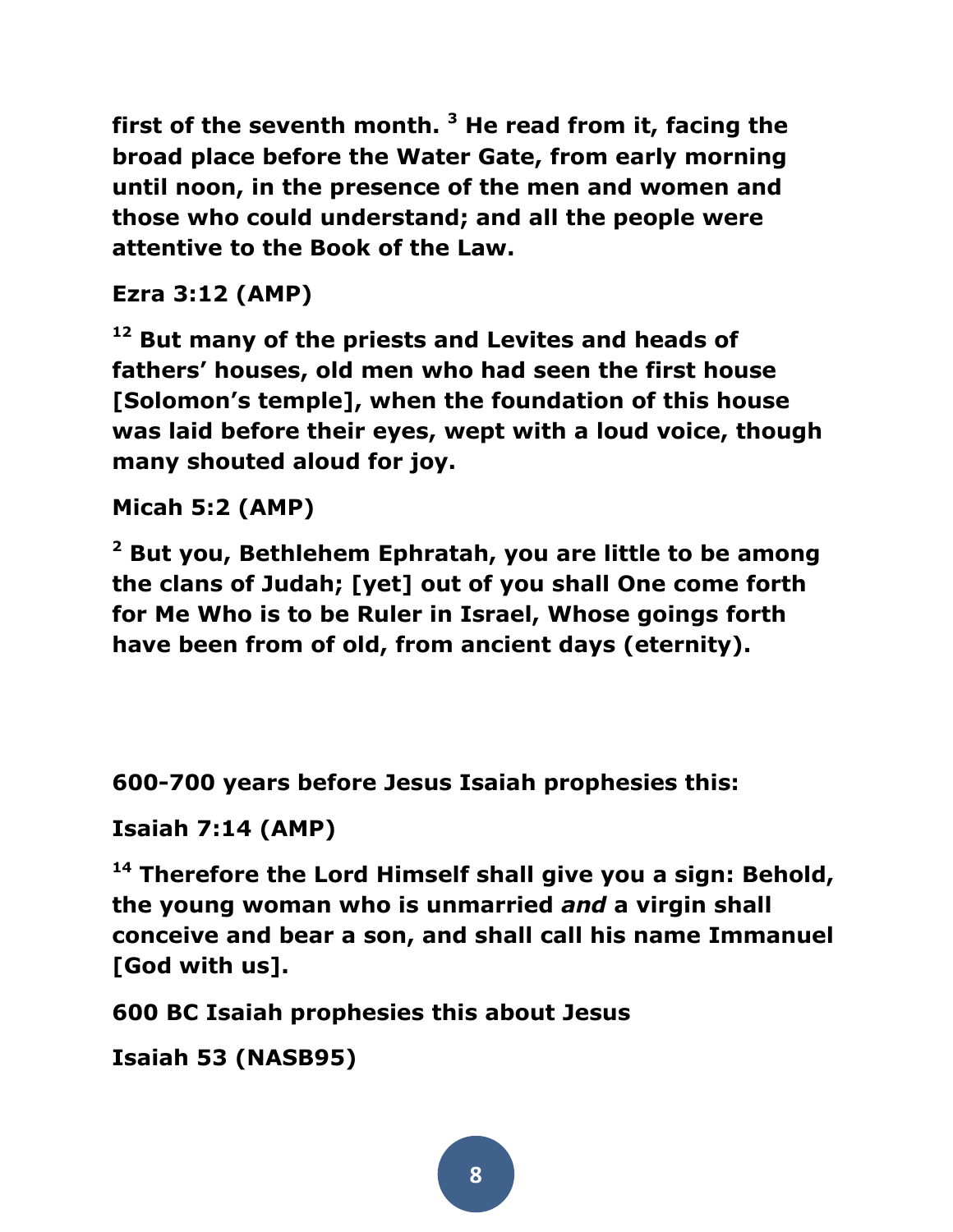**first of the seventh month. [3] He read from it, facing the broad place before the Water Gate, from early morning until noon, in the presence of the men and women and those who could understand; and all the people were attentive to the Book of the Law.**

**Ezra 3:12 (AMP)**

**[12] But many of the priests and Levites and heads of fathers' houses, old men who had seen the first house [Solomon's temple], when the foundation of this house was laid before their eyes, wept with a loud voice, though many shouted aloud for joy.**

**Micah 5:2 (AMP)**

**[2] But you, Bethlehem Ephratah, you are little to be among the clans of Judah; [yet] out of you shall One come forth for Me Who is to be Ruler in Israel, Whose goings forth have been from of old, from ancient days (eternity).**

**600-700 years before Jesus Isaiah prophesies this:**

**Isaiah 7:14 (AMP)**

**[14] Therefore the Lord Himself shall give you a sign: Behold, the young woman who is unmarried *and* a virgin shall conceive and bear a son, and shall call his name Immanuel [God with us].**

**600 BC Isaiah prophesies this about Jesus**

**Isaiah 53 (NASB95)**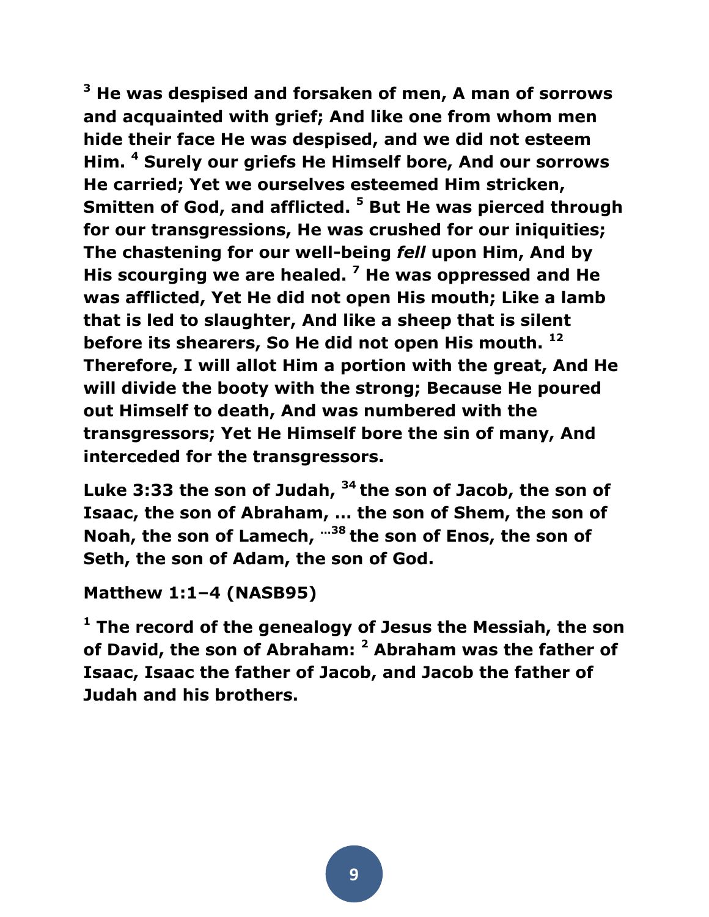**[3] He was despised and forsaken of men, A man of sorrows and acquainted with grief; And like one from whom men hide their face He was despised, and we did not esteem Him. [4] Surely our griefs He Himself bore, And our sorrows He carried; Yet we ourselves esteemed Him stricken, Smitten of God, and afflicted. [5] But He was pierced through for our transgressions, He was crushed for our iniquities; The chastening for our well-being *fell* upon Him, And by His scourging we are healed. [7] He was oppressed and He was afflicted, Yet He did not open His mouth; Like a lamb that is led to slaughter, And like a sheep that is silent before its shearers, So He did not open His mouth. [12] Therefore, I will allot Him a portion with the great, And He will divide the booty with the strong; Because He poured out Himself to death, And was numbered with the transgressors; Yet He Himself bore the sin of many, And interceded for the transgressors.**

**Luke 3:33 the son of Judah, [34] the son of Jacob, the son of Isaac, the son of Abraham, … the son of Shem, the son of Noah, the son of Lamech, …[38] the son of Enos, the son of Seth, the son of Adam, the son of God.**

**Matthew 1:1–4 (NASB95)**

**[1] The record of the genealogy of Jesus the Messiah, the son of David, the son of Abraham: [2] Abraham was the father of Isaac, Isaac the father of Jacob, and Jacob the father of Judah and his brothers.**